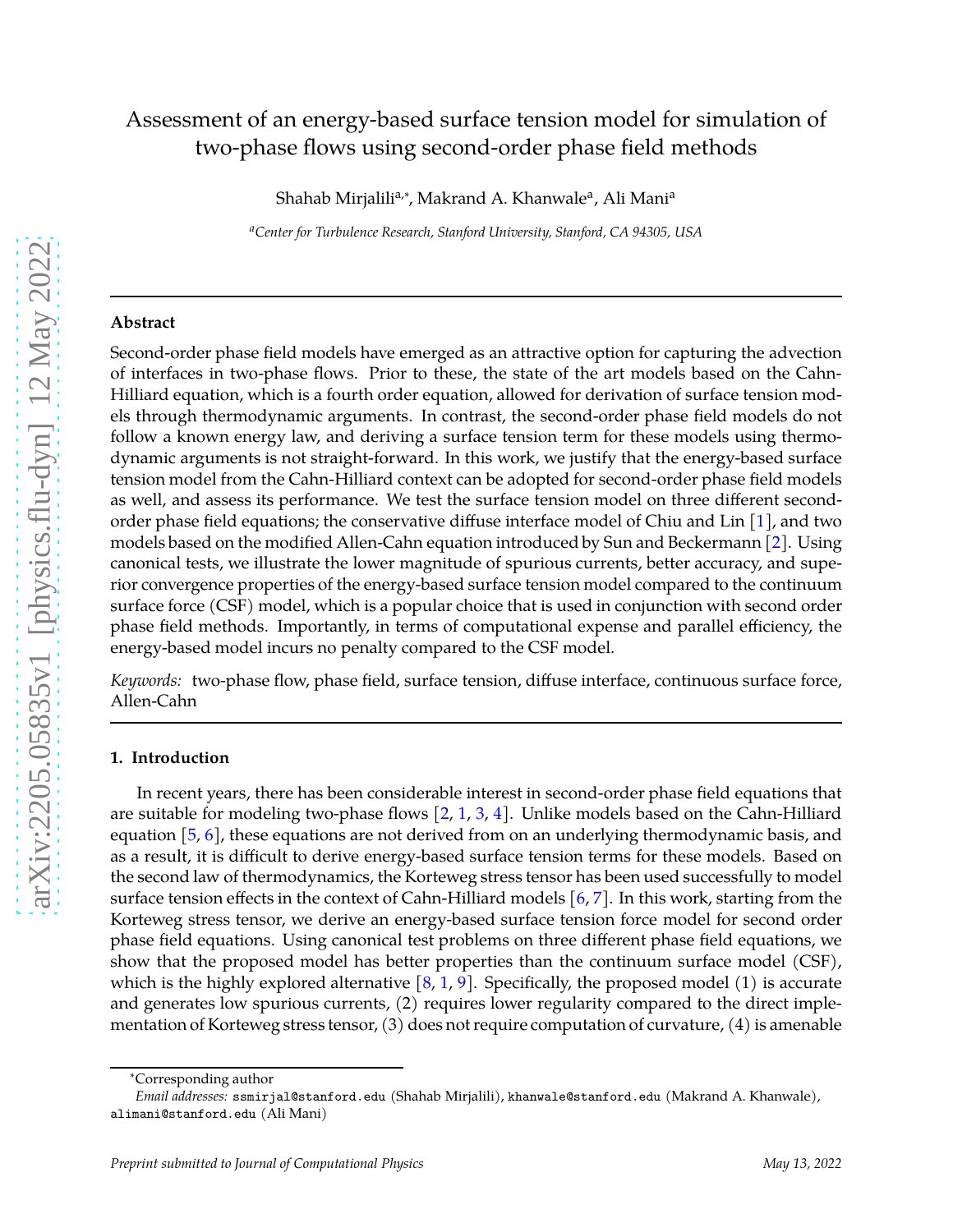# Assessment of an energy-based surface tension model for simulation of two-phase flows using second-order phase field methods

Shahab Mirjalili[a,*], Makrand A. Khanwale[a], Ali Mani[a]

[a] *Center for Turbulence Research, Stanford University, Stanford, CA 94305, USA*

---

## Abstract

Second-order phase field models have emerged as an attractive option for capturing the advection of interfaces in two-phase flows. Prior to these, the state of the art models based on the Cahn-Hilliard equation, which is a fourth order equation, allowed for derivation of surface tension models through thermodynamic arguments. In contrast, the second-order phase field models do not follow a known energy law, and deriving a surface tension term for these models using thermodynamic arguments is not straight-forward. In this work, we justify that the energy-based surface tension model from the Cahn-Hilliard context can be adopted for second-order phase field models as well, and assess its performance. We test the surface tension model on three different second-order phase field equations; the conservative diffuse interface model of Chiu and Lin [1], and two models based on the modified Allen-Cahn equation introduced by Sun and Beckermann [2]. Using canonical tests, we illustrate the lower magnitude of spurious currents, better accuracy, and superior convergence properties of the energy-based surface tension model compared to the continuum surface force (CSF) model, which is a popular choice that is used in conjunction with second order phase field methods. Importantly, in terms of computational expense and parallel efficiency, the energy-based model incurs no penalty compared to the CSF model.

*Keywords:* two-phase flow, phase field, surface tension, diffuse interface, continuous surface force, Allen-Cahn

---

## 1. Introduction

In recent years, there has been considerable interest in second-order phase field equations that are suitable for modeling two-phase flows [2, 1, 3, 4]. Unlike models based on the Cahn-Hilliard equation [5, 6], these equations are not derived from on an underlying thermodynamic basis, and as a result, it is difficult to derive energy-based surface tension terms for these models. Based on the second law of thermodynamics, the Korteweg stress tensor has been used successfully to model surface tension effects in the context of Cahn-Hilliard models [6, 7]. In this work, starting from the Korteweg stress tensor, we derive an energy-based surface tension force model for second order phase field equations. Using canonical test problems on three different phase field equations, we show that the proposed model has better properties than the continuum surface model (CSF), which is the highly explored alternative [8, 1, 9]. Specifically, the proposed model (1) is accurate and generates low spurious currents, (2) requires lower regularity compared to the direct implementation of Korteweg stress tensor, (3) does not require computation of curvature, (4) is amenable

---

*Corresponding author

*Email addresses:* ssmirjal@stanford.edu (Shahab Mirjalili), khanwale@stanford.edu (Makrand A. Khanwale), alimani@stanford.edu (Ali Mani)

*Preprint submitted to Journal of Computational Physics* May 13, 2022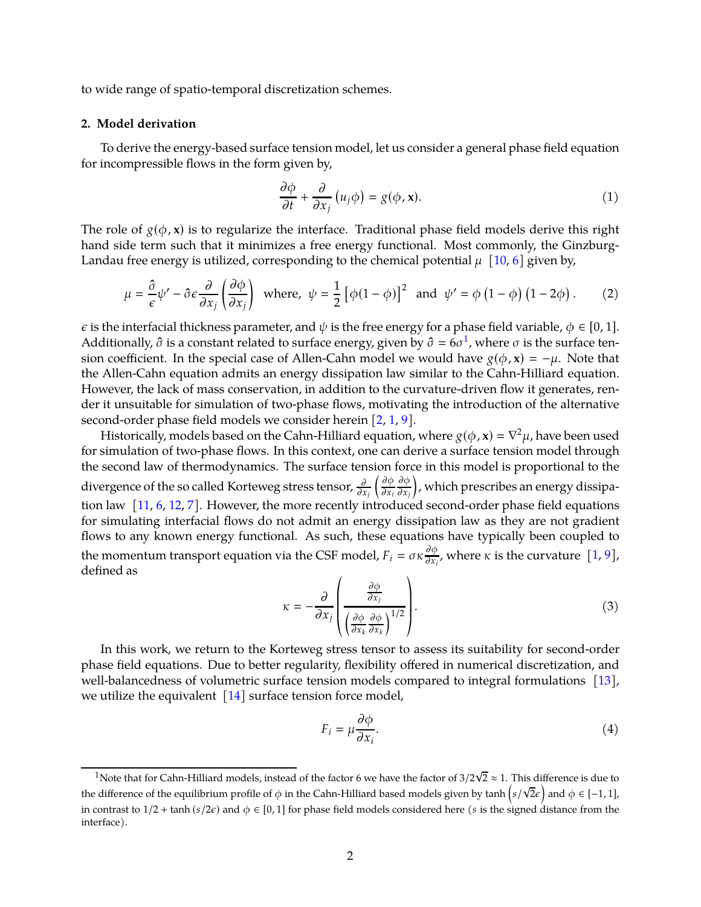to wide range of spatio-temporal discretization schemes.

## 2. Model derivation

To derive the energy-based surface tension model, let us consider a general phase field equation for incompressible flows in the form given by,

$$\frac{\partial \phi}{\partial t} + \frac{\partial}{\partial x_j}\left(u_j \phi\right) = g(\phi, \mathbf{x}). \tag{1}$$

The role of $g(\phi, \mathbf{x})$ is to regularize the interface. Traditional phase field models derive this right hand side term such that it minimizes a free energy functional. Most commonly, the Ginzburg-Landau free energy is utilized, corresponding to the chemical potential $\mu$ [10, 6] given by,

$$\mu = \frac{\hat{\sigma}}{\epsilon}\psi' - \hat{\sigma}\epsilon \frac{\partial}{\partial x_j}\left(\frac{\partial \phi}{\partial x_j}\right) \;\; \text{where,} \;\; \psi = \frac{1}{2}\left[\phi(1-\phi)\right]^2 \;\; \text{and} \;\; \psi' = \phi\left(1-\phi\right)\left(1-2\phi\right). \tag{2}$$

$\epsilon$ is the interfacial thickness parameter, and $\psi$ is the free energy for a phase field variable, $\phi \in [0, 1]$. Additionally, $\hat{\sigma}$ is a constant related to surface energy, given by $\hat{\sigma} = 6\sigma$[1], where $\sigma$ is the surface tension coefficient. In the special case of Allen-Cahn model we would have $g(\phi, \mathbf{x}) = -\mu$. Note that the Allen-Cahn equation admits an energy dissipation law similar to the Cahn-Hilliard equation. However, the lack of mass conservation, in addition to the curvature-driven flow it generates, render it unsuitable for simulation of two-phase flows, motivating the introduction of the alternative second-order phase field models we consider herein [2, 1, 9].

Historically, models based on the Cahn-Hilliard equation, where $g(\phi, \mathbf{x}) = \nabla^2 \mu$, have been used for simulation of two-phase flows. In this context, one can derive a surface tension model through the second law of thermodynamics. The surface tension force in this model is proportional to the divergence of the so called Korteweg stress tensor, $\frac{\partial}{\partial x_j}\left(\frac{\partial \phi}{\partial x_i}\frac{\partial \phi}{\partial x_j}\right)$, which prescribes an energy dissipation law [11, 6, 12, 7]. However, the more recently introduced second-order phase field equations for simulating interfacial flows do not admit an energy dissipation law as they are not gradient flows to any known energy functional. As such, these equations have typically been coupled to the momentum transport equation via the CSF model, $F_i = \sigma\kappa\frac{\partial \phi}{\partial x_i}$, where $\kappa$ is the curvature [1, 9], defined as

$$\kappa = -\frac{\partial}{\partial x_j}\left(\frac{\frac{\partial \phi}{\partial x_j}}{\left(\frac{\partial \phi}{\partial x_k}\frac{\partial \phi}{\partial x_k}\right)^{1/2}}\right). \tag{3}$$

In this work, we return to the Korteweg stress tensor to assess its suitability for second-order phase field equations. Due to better regularity, flexibility offered in numerical discretization, and well-balancedness of volumetric surface tension models compared to integral formulations [13], we utilize the equivalent [14] surface tension force model,

$$F_i = \mu\frac{\partial \phi}{\partial x_i}. \tag{4}$$

---

[1] Note that for Cahn-Hilliard models, instead of the factor 6 we have the factor of $3/2\sqrt{2} \approx 1$. This difference is due to the difference of the equilibrium profile of $\phi$ in the Cahn-Hilliard based models given by $\tanh\left(s/\sqrt{2}\epsilon\right)$ and $\phi \in [-1, 1]$, in contrast to $1/2 + \tanh\left(s/2\epsilon\right)$ and $\phi \in [0, 1]$ for phase field models considered here ($s$ is the signed distance from the interface).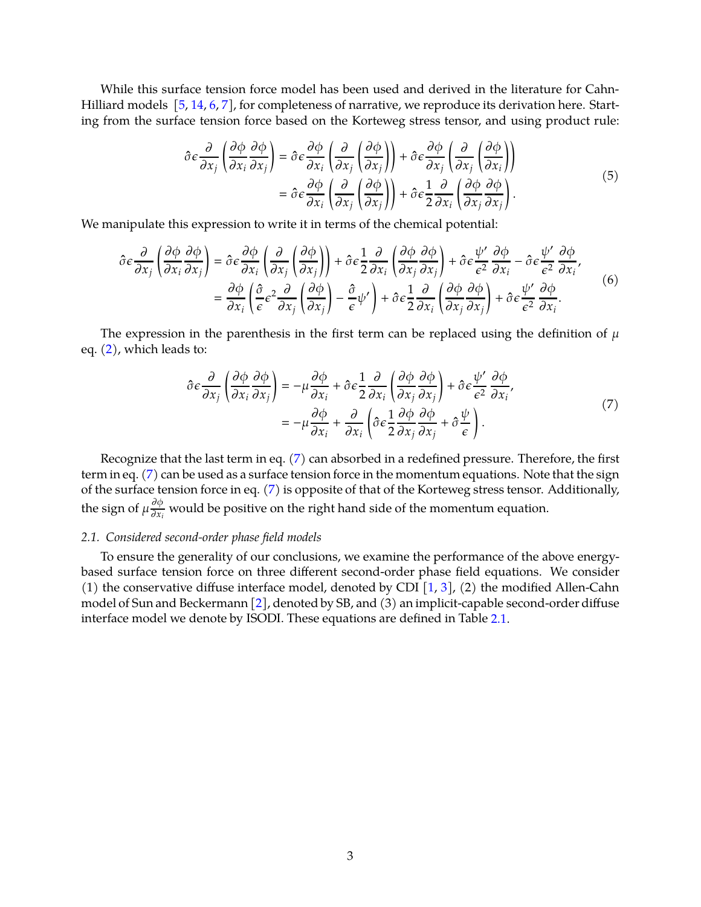While this surface tension force model has been used and derived in the literature for Cahn-Hilliard models [5, 14, 6, 7], for completeness of narrative, we reproduce its derivation here. Starting from the surface tension force based on the Korteweg stress tensor, and using product rule:

$$
\begin{aligned}
\hat{\sigma}\epsilon \frac{\partial}{\partial x_j}\left(\frac{\partial \phi}{\partial x_i}\frac{\partial \phi}{\partial x_j}\right) &= \hat{\sigma}\epsilon \frac{\partial \phi}{\partial x_i}\left(\frac{\partial}{\partial x_j}\left(\frac{\partial \phi}{\partial x_j}\right)\right) + \hat{\sigma}\epsilon \frac{\partial \phi}{\partial x_j}\left(\frac{\partial}{\partial x_j}\left(\frac{\partial \phi}{\partial x_i}\right)\right) \\
&= \hat{\sigma}\epsilon \frac{\partial \phi}{\partial x_i}\left(\frac{\partial}{\partial x_j}\left(\frac{\partial \phi}{\partial x_j}\right)\right) + \hat{\sigma}\epsilon \frac{1}{2}\frac{\partial}{\partial x_i}\left(\frac{\partial \phi}{\partial x_j}\frac{\partial \phi}{\partial x_j}\right).
\end{aligned} \tag{5}
$$

We manipulate this expression to write it in terms of the chemical potential:

$$
\begin{aligned}
\hat{\sigma}\epsilon \frac{\partial}{\partial x_j}\left(\frac{\partial \phi}{\partial x_i}\frac{\partial \phi}{\partial x_j}\right) &= \hat{\sigma}\epsilon \frac{\partial \phi}{\partial x_i}\left(\frac{\partial}{\partial x_j}\left(\frac{\partial \phi}{\partial x_j}\right)\right) + \hat{\sigma}\epsilon \frac{1}{2}\frac{\partial}{\partial x_i}\left(\frac{\partial \phi}{\partial x_j}\frac{\partial \phi}{\partial x_j}\right) + \hat{\sigma}\epsilon \frac{\psi'}{\epsilon^2}\frac{\partial \phi}{\partial x_i} - \hat{\sigma}\epsilon \frac{\psi'}{\epsilon^2}\frac{\partial \phi}{\partial x_i}, \\
&= \frac{\partial \phi}{\partial x_i}\left(\frac{\hat{\sigma}}{\epsilon}\epsilon^2 \frac{\partial}{\partial x_j}\left(\frac{\partial \phi}{\partial x_j}\right) - \frac{\hat{\sigma}}{\epsilon}\psi'\right) + \hat{\sigma}\epsilon \frac{1}{2}\frac{\partial}{\partial x_i}\left(\frac{\partial \phi}{\partial x_j}\frac{\partial \phi}{\partial x_j}\right) + \hat{\sigma}\epsilon \frac{\psi'}{\epsilon^2}\frac{\partial \phi}{\partial x_i}.
\end{aligned} \tag{6}
$$

The expression in the parenthesis in the first term can be replaced using the definition of $\mu$ eq. (2), which leads to:

$$
\begin{aligned}
\hat{\sigma}\epsilon \frac{\partial}{\partial x_j}\left(\frac{\partial \phi}{\partial x_i}\frac{\partial \phi}{\partial x_j}\right) &= -\mu \frac{\partial \phi}{\partial x_i} + \hat{\sigma}\epsilon \frac{1}{2}\frac{\partial}{\partial x_i}\left(\frac{\partial \phi}{\partial x_j}\frac{\partial \phi}{\partial x_j}\right) + \hat{\sigma}\epsilon \frac{\psi'}{\epsilon^2}\frac{\partial \phi}{\partial x_i}, \\
&= -\mu \frac{\partial \phi}{\partial x_i} + \frac{\partial}{\partial x_i}\left(\hat{\sigma}\epsilon \frac{1}{2}\frac{\partial \phi}{\partial x_j}\frac{\partial \phi}{\partial x_j} + \hat{\sigma}\frac{\psi}{\epsilon}\right).
\end{aligned} \tag{7}
$$

Recognize that the last term in eq. (7) can absorbed in a redefined pressure. Therefore, the first term in eq. (7) can be used as a surface tension force in the momentum equations. Note that the sign of the surface tension force in eq. (7) is opposite of that of the Korteweg stress tensor. Additionally, the sign of $\mu \frac{\partial \phi}{\partial x_i}$ would be positive on the right hand side of the momentum equation.

### 2.1. *Considered second-order phase field models*

To ensure the generality of our conclusions, we examine the performance of the above energy-based surface tension force on three different second-order phase field equations. We consider (1) the conservative diffuse interface model, denoted by CDI [1, 3], (2) the modified Allen-Cahn model of Sun and Beckermann [2], denoted by SB, and (3) an implicit-capable second-order diffuse interface model we denote by ISODI. These equations are defined in Table 2.1.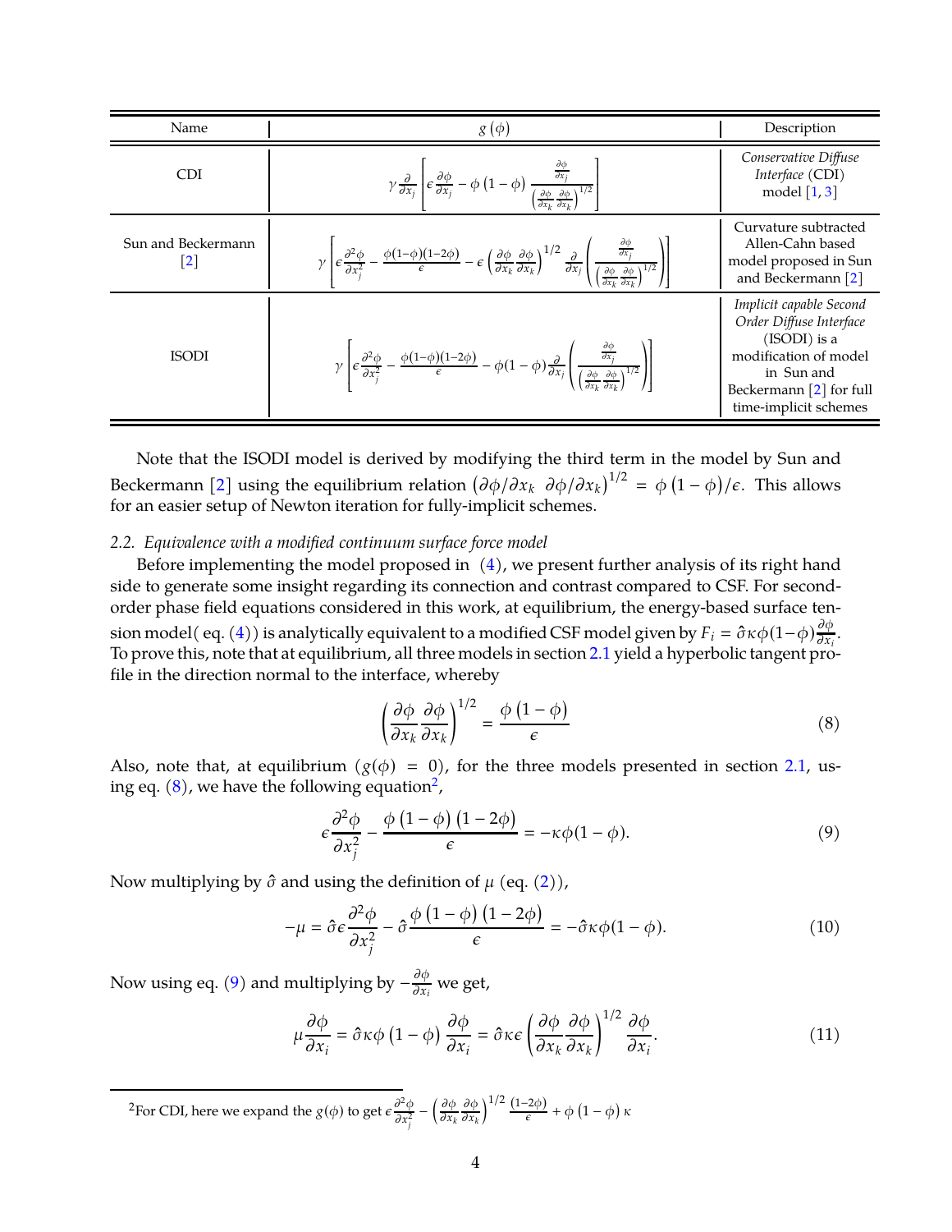| Name | $g(\phi)$ | Description |
|---|---|---|
| CDI | $\gamma \frac{\partial}{\partial x_j}\left[\epsilon \frac{\partial \phi}{\partial x_j} - \phi\left(1-\phi\right)\frac{\frac{\partial \phi}{\partial x_j}}{\left(\frac{\partial \phi}{\partial x_k}\frac{\partial \phi}{\partial x_k}\right)^{1/2}}\right]$ | *Conservative Diffuse Interface* (CDI) model [1, 3] |
| Sun and Beckermann [2] | $\gamma\left[\epsilon \frac{\partial^2 \phi}{\partial x_j^2} - \frac{\phi(1-\phi)(1-2\phi)}{\epsilon} - \epsilon\left(\frac{\partial \phi}{\partial x_k}\frac{\partial \phi}{\partial x_k}\right)^{1/2}\frac{\partial}{\partial x_j}\left(\frac{\frac{\partial \phi}{\partial x_j}}{\left(\frac{\partial \phi}{\partial x_k}\frac{\partial \phi}{\partial x_k}\right)^{1/2}}\right)\right]$ | Curvature subtracted Allen-Cahn based model proposed in Sun and Beckermann [2] |
| ISODI | $\gamma\left[\epsilon \frac{\partial^2 \phi}{\partial x_j^2} - \frac{\phi(1-\phi)(1-2\phi)}{\epsilon} - \phi(1-\phi)\frac{\partial}{\partial x_j}\left(\frac{\frac{\partial \phi}{\partial x_j}}{\left(\frac{\partial \phi}{\partial x_k}\frac{\partial \phi}{\partial x_k}\right)^{1/2}}\right)\right]$ | *Implicit capable Second Order Diffuse Interface* (ISODI) is a modification of model in Sun and Beckermann [2] for full time-implicit schemes |

Note that the ISODI model is derived by modifying the third term in the model by Sun and Beckermann [2] using the equilibrium relation $\left(\partial\phi/\partial x_k \;\; \partial\phi/\partial x_k\right)^{1/2} = \phi\left(1-\phi\right)/\epsilon$. This allows for an easier setup of Newton iteration for fully-implicit schemes.

### 2.2. *Equivalence with a modified continuum surface force model*

Before implementing the model proposed in (4), we present further analysis of its right hand side to generate some insight regarding its connection and contrast compared to CSF. For second-order phase field equations considered in this work, at equilibrium, the energy-based surface tension model( eq. (4)) is analytically equivalent to a modified CSF model given by $F_i = \hat{\sigma}\kappa\phi(1-\phi)\frac{\partial \phi}{\partial x_i}$. To prove this, note that at equilibrium, all three models in section 2.1 yield a hyperbolic tangent profile in the direction normal to the interface, whereby

$$\left(\frac{\partial \phi}{\partial x_k}\frac{\partial \phi}{\partial x_k}\right)^{1/2} = \frac{\phi\left(1-\phi\right)}{\epsilon} \tag{8}$$

Also, note that, at equilibrium ($g(\phi) = 0$), for the three models presented in section 2.1, using eq. (8), we have the following equation[2],

$$\epsilon\frac{\partial^2 \phi}{\partial x_j^2} - \frac{\phi\left(1-\phi\right)\left(1-2\phi\right)}{\epsilon} = -\kappa\phi(1-\phi). \tag{9}$$

Now multiplying by $\hat{\sigma}$ and using the definition of $\mu$ (eq. (2)),

$$-\mu = \hat{\sigma}\epsilon\frac{\partial^2 \phi}{\partial x_j^2} - \hat{\sigma}\frac{\phi\left(1-\phi\right)\left(1-2\phi\right)}{\epsilon} = -\hat{\sigma}\kappa\phi(1-\phi). \tag{10}$$

Now using eq. (9) and multiplying by $-\frac{\partial \phi}{\partial x_i}$ we get,

$$\mu\frac{\partial \phi}{\partial x_i} = \hat{\sigma}\kappa\phi\left(1-\phi\right)\frac{\partial \phi}{\partial x_i} = \hat{\sigma}\kappa\epsilon\left(\frac{\partial \phi}{\partial x_k}\frac{\partial \phi}{\partial x_k}\right)^{1/2}\frac{\partial \phi}{\partial x_i}. \tag{11}$$

[2] For CDI, here we expand the $g(\phi)$ to get $\epsilon\frac{\partial^2 \phi}{\partial x_j^2} - \left(\frac{\partial \phi}{\partial x_k}\frac{\partial \phi}{\partial x_k}\right)^{1/2}\frac{(1-2\phi)}{\epsilon} + \phi\left(1-\phi\right)\kappa$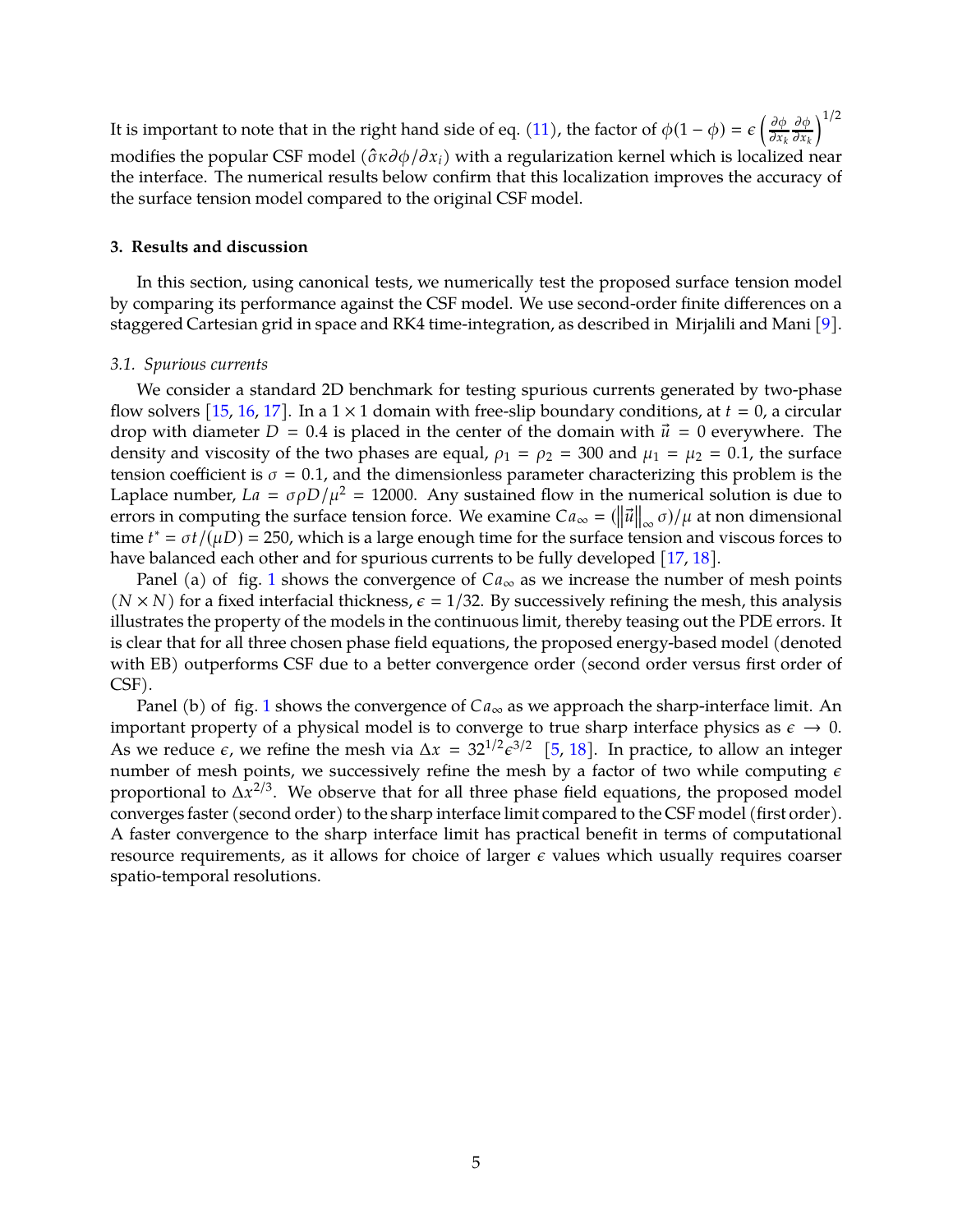It is important to note that in the right hand side of eq. (11), the factor of $\phi(1-\phi) = \epsilon \left(\frac{\partial \phi}{\partial x_k}\frac{\partial \phi}{\partial x_k}\right)^{1/2}$ modifies the popular CSF model ($\hat{\sigma}\kappa \partial\phi/\partial x_i$) with a regularization kernel which is localized near the interface. The numerical results below confirm that this localization improves the accuracy of the surface tension model compared to the original CSF model.

### 3. Results and discussion

In this section, using canonical tests, we numerically test the proposed surface tension model by comparing its performance against the CSF model. We use second-order finite differences on a staggered Cartesian grid in space and RK4 time-integration, as described in Mirjalili and Mani [9].

#### *3.1. Spurious currents*

We consider a standard 2D benchmark for testing spurious currents generated by two-phase flow solvers [15, 16, 17]. In a $1 \times 1$ domain with free-slip boundary conditions, at $t = 0$, a circular drop with diameter $D = 0.4$ is placed in the center of the domain with $\vec{u} = 0$ everywhere. The density and viscosity of the two phases are equal, $\rho_1 = \rho_2 = 300$ and $\mu_1 = \mu_2 = 0.1$, the surface tension coefficient is $\sigma = 0.1$, and the dimensionless parameter characterizing this problem is the Laplace number, $La = \sigma \rho D/\mu^2 = 12000$. Any sustained flow in the numerical solution is due to errors in computing the surface tension force. We examine $Ca_\infty = (\left\|\vec{u}\right\|_\infty \sigma)/\mu$ at non dimensional time $t^* = \sigma t/(\mu D) = 250$, which is a large enough time for the surface tension and viscous forces to have balanced each other and for spurious currents to be fully developed [17, 18].

Panel (a) of fig. 1 shows the convergence of $Ca_\infty$ as we increase the number of mesh points ($N \times N$) for a fixed interfacial thickness, $\epsilon = 1/32$. By successively refining the mesh, this analysis illustrates the property of the models in the continuous limit, thereby teasing out the PDE errors. It is clear that for all three chosen phase field equations, the proposed energy-based model (denoted with EB) outperforms CSF due to a better convergence order (second order versus first order of CSF).

Panel (b) of fig. 1 shows the convergence of $Ca_\infty$ as we approach the sharp-interface limit. An important property of a physical model is to converge to true sharp interface physics as $\epsilon \rightarrow 0$. As we reduce $\epsilon$, we refine the mesh via $\Delta x = 32^{1/2}\epsilon^{3/2}$ [5, 18]. In practice, to allow an integer number of mesh points, we successively refine the mesh by a factor of two while computing $\epsilon$ proportional to $\Delta x^{2/3}$. We observe that for all three phase field equations, the proposed model converges faster (second order) to the sharp interface limit compared to the CSF model (first order). A faster convergence to the sharp interface limit has practical benefit in terms of computational resource requirements, as it allows for choice of larger $\epsilon$ values which usually requires coarser spatio-temporal resolutions.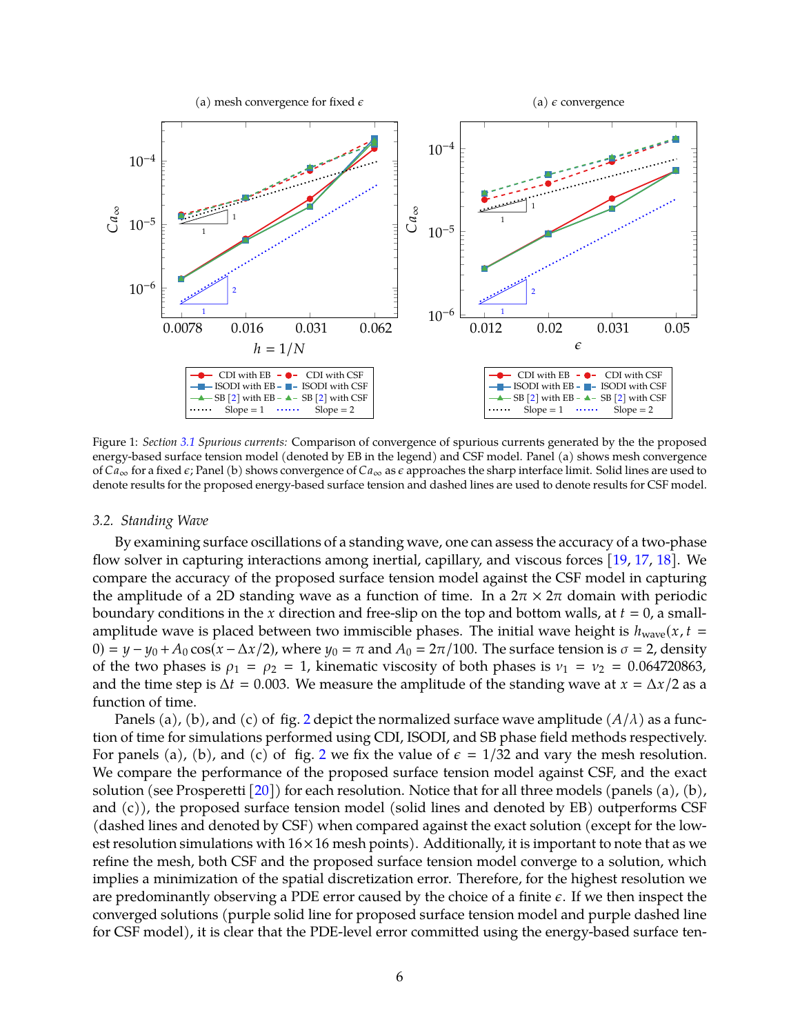Figure 1: *Section 3.1 Spurious currents:* Comparison of convergence of spurious currents generated by the the proposed energy-based surface tension model (denoted by EB in the legend) and CSF model. Panel (a) shows mesh convergence of $Ca_\infty$ for a fixed $\epsilon$; Panel (b) shows convergence of $Ca_\infty$ as $\epsilon$ approaches the sharp interface limit. Solid lines are used to denote results for the proposed energy-based surface tension and dashed lines are used to denote results for CSF model.

### 3.2. Standing Wave

By examining surface oscillations of a standing wave, one can assess the accuracy of a two-phase flow solver in capturing interactions among inertial, capillary, and viscous forces [19, 17, 18]. We compare the accuracy of the proposed surface tension model against the CSF model in capturing the amplitude of a 2D standing wave as a function of time. In a $2\pi \times 2\pi$ domain with periodic boundary conditions in the $x$ direction and free-slip on the top and bottom walls, at $t = 0$, a small-amplitude wave is placed between two immiscible phases. The initial wave height is $h_{\text{wave}}(x, t = 0) = y - y_0 + A_0 \cos(x - \Delta x/2)$, where $y_0 = \pi$ and $A_0 = 2\pi/100$. The surface tension is $\sigma = 2$, density of the two phases is $\rho_1 = \rho_2 = 1$, kinematic viscosity of both phases is $\nu_1 = \nu_2 = 0.064720863$, and the time step is $\Delta t = 0.003$. We measure the amplitude of the standing wave at $x = \Delta x/2$ as a function of time.

Panels (a), (b), and (c) of fig. 2 depict the normalized surface wave amplitude $(A/\lambda)$ as a function of time for simulations performed using CDI, ISODI, and SB phase field methods respectively. For panels (a), (b), and (c) of fig. 2 we fix the value of $\epsilon = 1/32$ and vary the mesh resolution. We compare the performance of the proposed surface tension model against CSF, and the exact solution (see Prosperetti [20]) for each resolution. Notice that for all three models (panels (a), (b), and (c)), the proposed surface tension model (solid lines and denoted by EB) outperforms CSF (dashed lines and denoted by CSF) when compared against the exact solution (except for the lowest resolution simulations with $16 \times 16$ mesh points). Additionally, it is important to note that as we refine the mesh, both CSF and the proposed surface tension model converge to a solution, which implies a minimization of the spatial discretization error. Therefore, for the highest resolution we are predominantly observing a PDE error caused by the choice of a finite $\epsilon$. If we then inspect the converged solutions (purple solid line for proposed surface tension model and purple dashed line for CSF model), it is clear that the PDE-level error committed using the energy-based surface ten-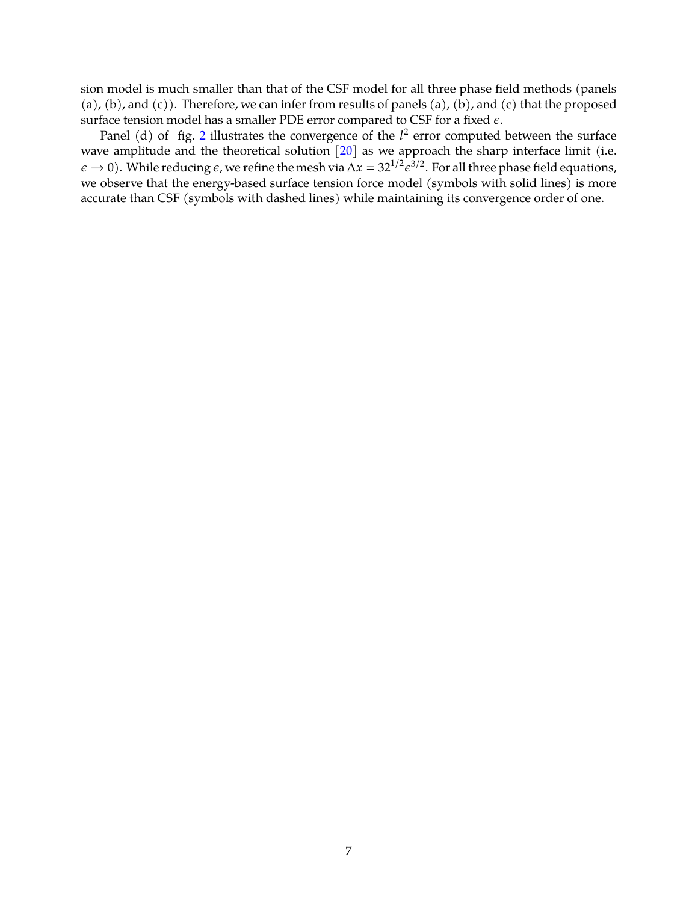sion model is much smaller than that of the CSF model for all three phase field methods (panels (a), (b), and (c)). Therefore, we can infer from results of panels (a), (b), and (c) that the proposed surface tension model has a smaller PDE error compared to CSF for a fixed $\epsilon$.

Panel (d) of fig. 2 illustrates the convergence of the $l^2$ error computed between the surface wave amplitude and the theoretical solution [20] as we approach the sharp interface limit (i.e. $\epsilon \to 0$). While reducing $\epsilon$, we refine the mesh via $\Delta x = 32^{1/2}\epsilon^{3/2}$. For all three phase field equations, we observe that the energy-based surface tension force model (symbols with solid lines) is more accurate than CSF (symbols with dashed lines) while maintaining its convergence order of one.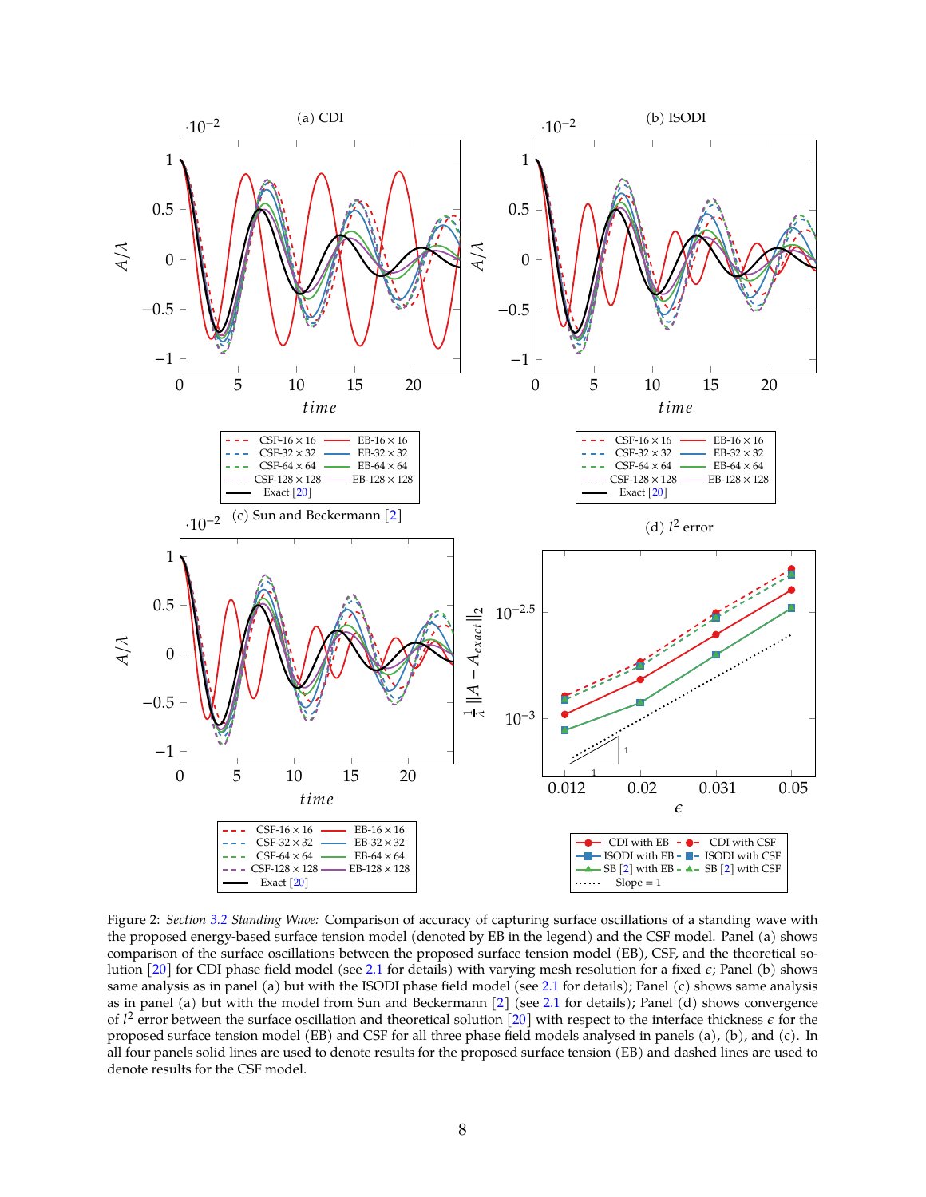Figure 2: *Section 3.2 Standing Wave:* Comparison of accuracy of capturing surface oscillations of a standing wave with the proposed energy-based surface tension model (denoted by EB in the legend) and the CSF model. Panel (a) shows comparison of the surface oscillations between the proposed surface tension model (EB), CSF, and the theoretical solution [20] for CDI phase field model (see 2.1 for details) with varying mesh resolution for a fixed $\epsilon$; Panel (b) shows same analysis as in panel (a) but with the ISODI phase field model (see 2.1 for details); Panel (c) shows same analysis as in panel (a) but with the model from Sun and Beckermann [2] (see 2.1 for details); Panel (d) shows convergence of $l^2$ error between the surface oscillation and theoretical solution [20] with respect to the interface thickness $\epsilon$ for the proposed surface tension model (EB) and CSF for all three phase field models analysed in panels (a), (b), and (c). In all four panels solid lines are used to denote results for the proposed surface tension (EB) and dashed lines are used to denote results for the CSF model.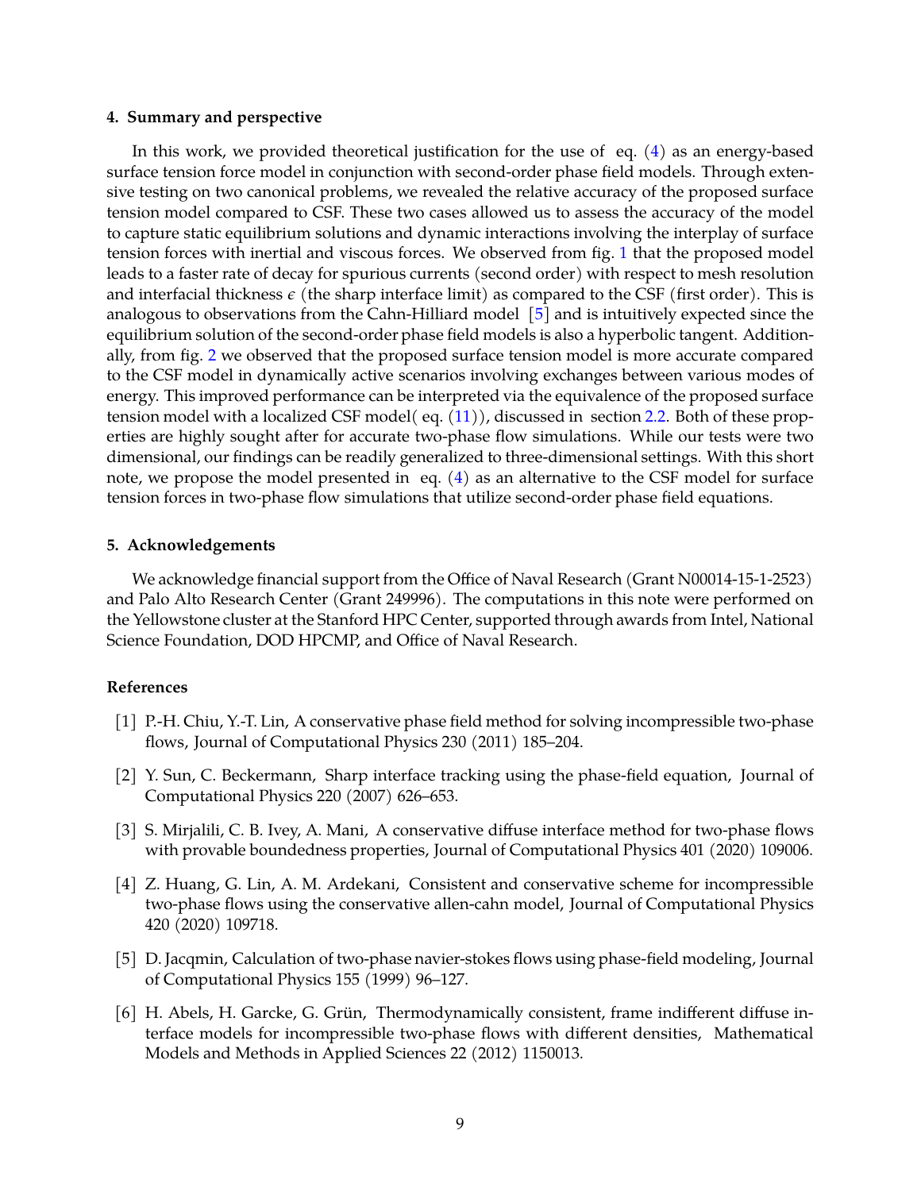#### 4. Summary and perspective

In this work, we provided theoretical justification for the use of eq. (4) as an energy-based surface tension force model in conjunction with second-order phase field models. Through extensive testing on two canonical problems, we revealed the relative accuracy of the proposed surface tension model compared to CSF. These two cases allowed us to assess the accuracy of the model to capture static equilibrium solutions and dynamic interactions involving the interplay of surface tension forces with inertial and viscous forces. We observed from fig. 1 that the proposed model leads to a faster rate of decay for spurious currents (second order) with respect to mesh resolution and interfacial thickness $\epsilon$ (the sharp interface limit) as compared to the CSF (first order). This is analogous to observations from the Cahn-Hilliard model [5] and is intuitively expected since the equilibrium solution of the second-order phase field models is also a hyperbolic tangent. Additionally, from fig. 2 we observed that the proposed surface tension model is more accurate compared to the CSF model in dynamically active scenarios involving exchanges between various modes of energy. This improved performance can be interpreted via the equivalence of the proposed surface tension model with a localized CSF model( eq. (11)), discussed in section 2.2. Both of these properties are highly sought after for accurate two-phase flow simulations. While our tests were two dimensional, our findings can be readily generalized to three-dimensional settings. With this short note, we propose the model presented in eq. (4) as an alternative to the CSF model for surface tension forces in two-phase flow simulations that utilize second-order phase field equations.

#### 5. Acknowledgements

We acknowledge financial support from the Office of Naval Research (Grant N00014-15-1-2523) and Palo Alto Research Center (Grant 249996). The computations in this note were performed on the Yellowstone cluster at the Stanford HPC Center, supported through awards from Intel, National Science Foundation, DOD HPCMP, and Office of Naval Research.

#### References

[1] P.-H. Chiu, Y.-T. Lin, A conservative phase field method for solving incompressible two-phase flows, Journal of Computational Physics 230 (2011) 185–204.

[2] Y. Sun, C. Beckermann, Sharp interface tracking using the phase-field equation, Journal of Computational Physics 220 (2007) 626–653.

[3] S. Mirjalili, C. B. Ivey, A. Mani, A conservative diffuse interface method for two-phase flows with provable boundedness properties, Journal of Computational Physics 401 (2020) 109006.

[4] Z. Huang, G. Lin, A. M. Ardekani, Consistent and conservative scheme for incompressible two-phase flows using the conservative allen-cahn model, Journal of Computational Physics 420 (2020) 109718.

[5] D. Jacqmin, Calculation of two-phase navier-stokes flows using phase-field modeling, Journal of Computational Physics 155 (1999) 96–127.

[6] H. Abels, H. Garcke, G. Grün, Thermodynamically consistent, frame indifferent diffuse interface models for incompressible two-phase flows with different densities, Mathematical Models and Methods in Applied Sciences 22 (2012) 1150013.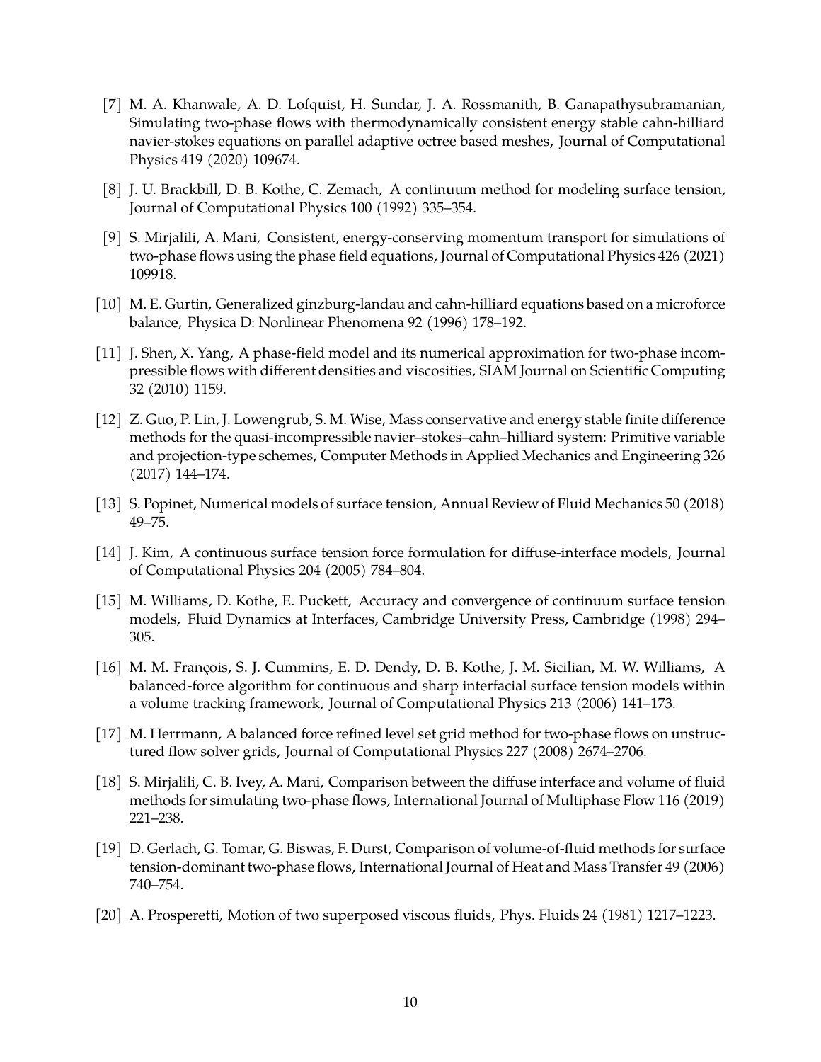[7] M. A. Khanwale, A. D. Lofquist, H. Sundar, J. A. Rossmanith, B. Ganapathysubramanian, Simulating two-phase flows with thermodynamically consistent energy stable cahn-hilliard navier-stokes equations on parallel adaptive octree based meshes, Journal of Computational Physics 419 (2020) 109674.

[8] J. U. Brackbill, D. B. Kothe, C. Zemach, A continuum method for modeling surface tension, Journal of Computational Physics 100 (1992) 335–354.

[9] S. Mirjalili, A. Mani, Consistent, energy-conserving momentum transport for simulations of two-phase flows using the phase field equations, Journal of Computational Physics 426 (2021) 109918.

[10] M. E. Gurtin, Generalized ginzburg-landau and cahn-hilliard equations based on a microforce balance, Physica D: Nonlinear Phenomena 92 (1996) 178–192.

[11] J. Shen, X. Yang, A phase-field model and its numerical approximation for two-phase incompressible flows with different densities and viscosities, SIAM Journal on Scientific Computing 32 (2010) 1159.

[12] Z. Guo, P. Lin, J. Lowengrub, S. M. Wise, Mass conservative and energy stable finite difference methods for the quasi-incompressible navier–stokes–cahn–hilliard system: Primitive variable and projection-type schemes, Computer Methods in Applied Mechanics and Engineering 326 (2017) 144–174.

[13] S. Popinet, Numerical models of surface tension, Annual Review of Fluid Mechanics 50 (2018) 49–75.

[14] J. Kim, A continuous surface tension force formulation for diffuse-interface models, Journal of Computational Physics 204 (2005) 784–804.

[15] M. Williams, D. Kothe, E. Puckett, Accuracy and convergence of continuum surface tension models, Fluid Dynamics at Interfaces, Cambridge University Press, Cambridge (1998) 294–305.

[16] M. M. François, S. J. Cummins, E. D. Dendy, D. B. Kothe, J. M. Sicilian, M. W. Williams, A balanced-force algorithm for continuous and sharp interfacial surface tension models within a volume tracking framework, Journal of Computational Physics 213 (2006) 141–173.

[17] M. Herrmann, A balanced force refined level set grid method for two-phase flows on unstructured flow solver grids, Journal of Computational Physics 227 (2008) 2674–2706.

[18] S. Mirjalili, C. B. Ivey, A. Mani, Comparison between the diffuse interface and volume of fluid methods for simulating two-phase flows, International Journal of Multiphase Flow 116 (2019) 221–238.

[19] D. Gerlach, G. Tomar, G. Biswas, F. Durst, Comparison of volume-of-fluid methods for surface tension-dominant two-phase flows, International Journal of Heat and Mass Transfer 49 (2006) 740–754.

[20] A. Prosperetti, Motion of two superposed viscous fluids, Phys. Fluids 24 (1981) 1217–1223.